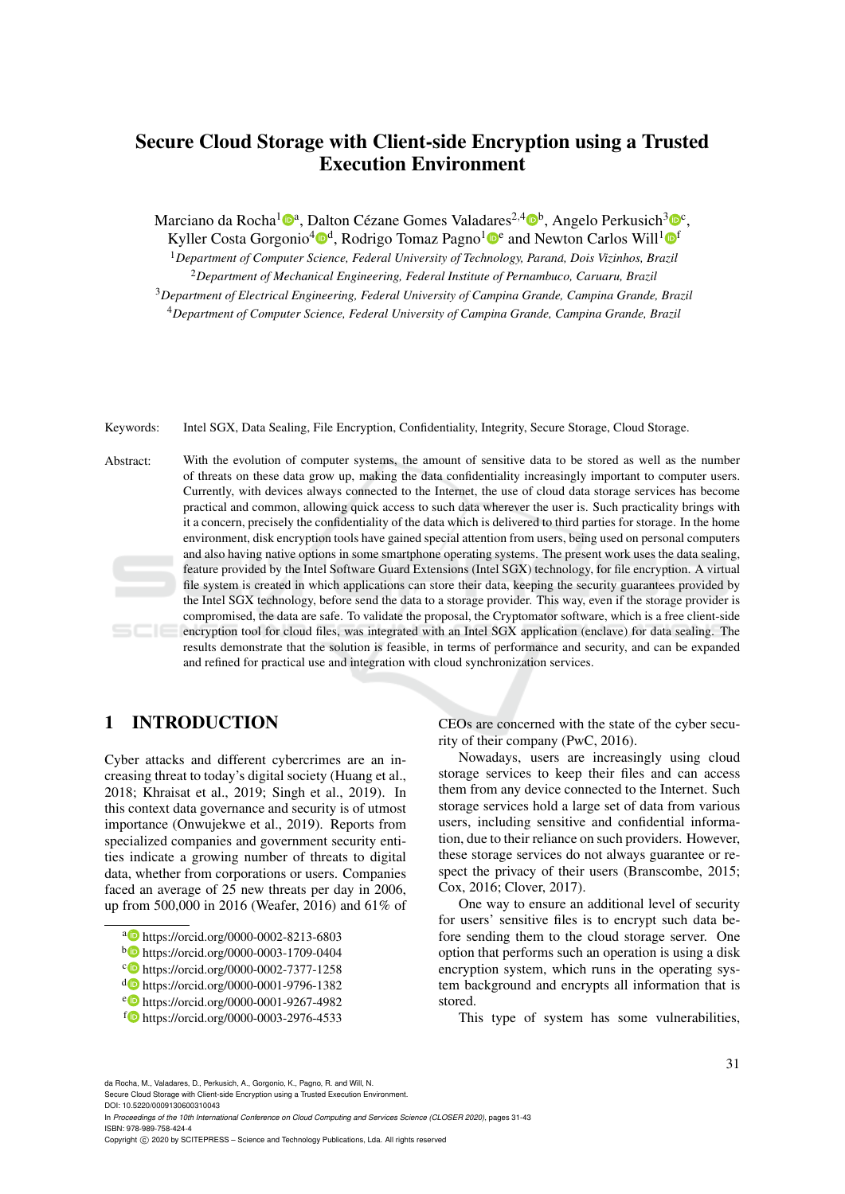# Secure Cloud Storage with Client-side Encryption using a Trusted Execution Environment

Marciano da Rocha[1][a], Dalton Cézane Gomes Valadares[2,4][b], Angelo Perkusich[3][c], Kyller Costa Gorgonio[4][d], Rodrigo Tomaz Pagno[1][e] and Newton Carlos Will[1][f]

[1]*Department of Computer Science, Federal University of Technology, Paraná, Dois Vizinhos, Brazil*
[2]*Department of Mechanical Engineering, Federal Institute of Pernambuco, Caruaru, Brazil*
[3]*Department of Electrical Engineering, Federal University of Campina Grande, Campina Grande, Brazil*
[4]*Department of Computer Science, Federal University of Campina Grande, Campina Grande, Brazil*

Keywords: Intel SGX, Data Sealing, File Encryption, Confidentiality, Integrity, Secure Storage, Cloud Storage.

Abstract: With the evolution of computer systems, the amount of sensitive data to be stored as well as the number of threats on these data grow up, making the data confidentiality increasingly important to computer users. Currently, with devices always connected to the Internet, the use of cloud data storage services has become practical and common, allowing quick access to such data wherever the user is. Such practicality brings with it a concern, precisely the confidentiality of the data which is delivered to third parties for storage. In the home environment, disk encryption tools have gained special attention from users, being used on personal computers and also having native options in some smartphone operating systems. The present work uses the data sealing, feature provided by the Intel Software Guard Extensions (Intel SGX) technology, for file encryption. A virtual file system is created in which applications can store their data, keeping the security guarantees provided by the Intel SGX technology, before send the data to a storage provider. This way, even if the storage provider is compromised, the data are safe. To validate the proposal, the Cryptomator software, which is a free client-side encryption tool for cloud files, was integrated with an Intel SGX application (enclave) for data sealing. The results demonstrate that the solution is feasible, in terms of performance and security, and can be expanded and refined for practical use and integration with cloud synchronization services.

## 1 INTRODUCTION

Cyber attacks and different cybercrimes are an increasing threat to today's digital society (Huang et al., 2018; Khraisat et al., 2019; Singh et al., 2019). In this context data governance and security is of utmost importance (Onwujekwe et al., 2019). Reports from specialized companies and government security entities indicate a growing number of threats to digital data, whether from corporations or users. Companies faced an average of 25 new threats per day in 2006, up from 500,000 in 2016 (Weafer, 2016) and 61% of CEOs are concerned with the state of the cyber security of their company (PwC, 2016).

Nowadays, users are increasingly using cloud storage services to keep their files and can access them from any device connected to the Internet. Such storage services hold a large set of data from various users, including sensitive and confidential information, due to their reliance on such providers. However, these storage services do not always guarantee or respect the privacy of their users (Branscombe, 2015; Cox, 2016; Clover, 2017).

One way to ensure an additional level of security for users' sensitive files is to encrypt such data before sending them to the cloud storage server. One option that performs such an operation is using a disk encryption system, which runs in the operating system background and encrypts all information that is stored.

This type of system has some vulnerabilities,

[a] https://orcid.org/0000-0002-8213-6803
[b] https://orcid.org/0000-0003-1709-0404
[c] https://orcid.org/0000-0002-7377-1258
[d] https://orcid.org/0000-0001-9796-1382
[e] https://orcid.org/0000-0001-9267-4982
[f] https://orcid.org/0000-0003-2976-4533

da Rocha, M., Valadares, D., Perkusich, A., Gorgonio, K., Pagno, R. and Will, N.
Secure Cloud Storage with Client-side Encryption using a Trusted Execution Environment.
DOI: 10.5220/0009130600310043
In *Proceedings of the 10th International Conference on Cloud Computing and Services Science (CLOSER 2020)*, pages 31-43
ISBN: 978-989-758-424-4
Copyright © 2020 by SCITEPRESS – Science and Technology Publications, Lda. All rights reserved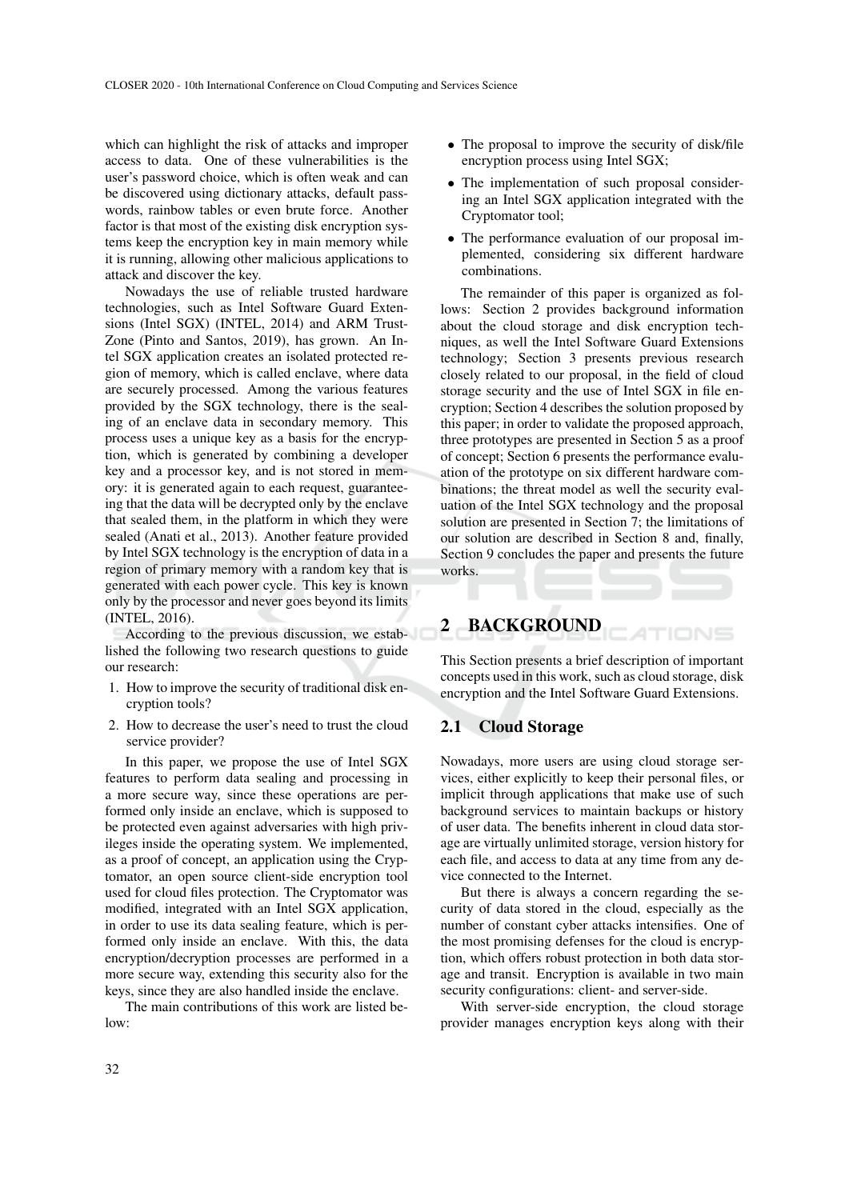which can highlight the risk of attacks and improper access to data. One of these vulnerabilities is the user's password choice, which is often weak and can be discovered using dictionary attacks, default passwords, rainbow tables or even brute force. Another factor is that most of the existing disk encryption systems keep the encryption key in main memory while it is running, allowing other malicious applications to attack and discover the key.

Nowadays the use of reliable trusted hardware technologies, such as Intel Software Guard Extensions (Intel SGX) (INTEL, 2014) and ARM TrustZone (Pinto and Santos, 2019), has grown. An Intel SGX application creates an isolated protected region of memory, which is called enclave, where data are securely processed. Among the various features provided by the SGX technology, there is the sealing of an enclave data in secondary memory. This process uses a unique key as a basis for the encryption, which is generated by combining a developer key and a processor key, and is not stored in memory: it is generated again to each request, guaranteeing that the data will be decrypted only by the enclave that sealed them, in the platform in which they were sealed (Anati et al., 2013). Another feature provided by Intel SGX technology is the encryption of data in a region of primary memory with a random key that is generated with each power cycle. This key is known only by the processor and never goes beyond its limits (INTEL, 2016).

According to the previous discussion, we established the following two research questions to guide our research:

1. How to improve the security of traditional disk encryption tools?
2. How to decrease the user's need to trust the cloud service provider?

In this paper, we propose the use of Intel SGX features to perform data sealing and processing in a more secure way, since these operations are performed only inside an enclave, which is supposed to be protected even against adversaries with high privileges inside the operating system. We implemented, as a proof of concept, an application using the Cryptomator, an open source client-side encryption tool used for cloud files protection. The Cryptomator was modified, integrated with an Intel SGX application, in order to use its data sealing feature, which is performed only inside an enclave. With this, the data encryption/decryption processes are performed in a more secure way, extending this security also for the keys, since they are also handled inside the enclave.

The main contributions of this work are listed below:

- The proposal to improve the security of disk/file encryption process using Intel SGX;
- The implementation of such proposal considering an Intel SGX application integrated with the Cryptomator tool;
- The performance evaluation of our proposal implemented, considering six different hardware combinations.

The remainder of this paper is organized as follows: Section 2 provides background information about the cloud storage and disk encryption techniques, as well the Intel Software Guard Extensions technology; Section 3 presents previous research closely related to our proposal, in the field of cloud storage security and the use of Intel SGX in file encryption; Section 4 describes the solution proposed by this paper; in order to validate the proposed approach, three prototypes are presented in Section 5 as a proof of concept; Section 6 presents the performance evaluation of the prototype on six different hardware combinations; the threat model as well the security evaluation of the Intel SGX technology and the proposal solution are presented in Section 7; the limitations of our solution are described in Section 8 and, finally, Section 9 concludes the paper and presents the future works.

## 2 BACKGROUND

This Section presents a brief description of important concepts used in this work, such as cloud storage, disk encryption and the Intel Software Guard Extensions.

### 2.1 Cloud Storage

Nowadays, more users are using cloud storage services, either explicitly to keep their personal files, or implicit through applications that make use of such background services to maintain backups or history of user data. The benefits inherent in cloud data storage are virtually unlimited storage, version history for each file, and access to data at any time from any device connected to the Internet.

But there is always a concern regarding the security of data stored in the cloud, especially as the number of constant cyber attacks intensifies. One of the most promising defenses for the cloud is encryption, which offers robust protection in both data storage and transit. Encryption is available in two main security configurations: client- and server-side.

With server-side encryption, the cloud storage provider manages encryption keys along with their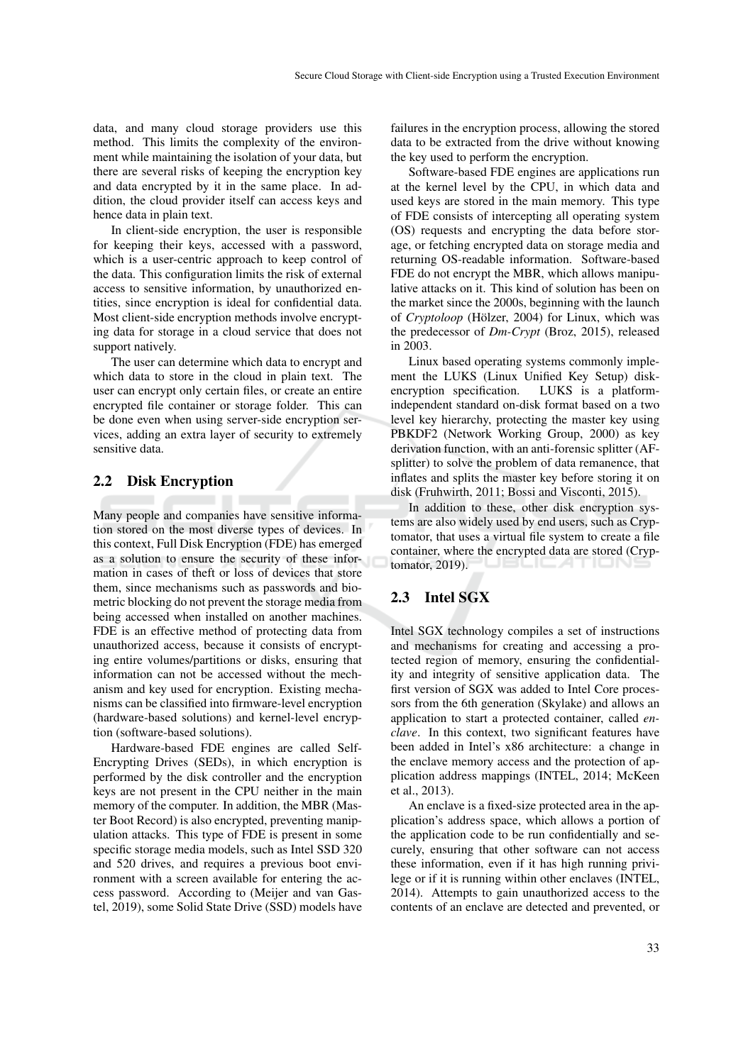data, and many cloud storage providers use this method. This limits the complexity of the environment while maintaining the isolation of your data, but there are several risks of keeping the encryption key and data encrypted by it in the same place. In addition, the cloud provider itself can access keys and hence data in plain text.

In client-side encryption, the user is responsible for keeping their keys, accessed with a password, which is a user-centric approach to keep control of the data. This configuration limits the risk of external access to sensitive information, by unauthorized entities, since encryption is ideal for confidential data. Most client-side encryption methods involve encrypting data for storage in a cloud service that does not support natively.

The user can determine which data to encrypt and which data to store in the cloud in plain text. The user can encrypt only certain files, or create an entire encrypted file container or storage folder. This can be done even when using server-side encryption services, adding an extra layer of security to extremely sensitive data.

## 2.2 Disk Encryption

Many people and companies have sensitive information stored on the most diverse types of devices. In this context, Full Disk Encryption (FDE) has emerged as a solution to ensure the security of these information in cases of theft or loss of devices that store them, since mechanisms such as passwords and biometric blocking do not prevent the storage media from being accessed when installed on another machines. FDE is an effective method of protecting data from unauthorized access, because it consists of encrypting entire volumes/partitions or disks, ensuring that information can not be accessed without the mechanism and key used for encryption. Existing mechanisms can be classified into firmware-level encryption (hardware-based solutions) and kernel-level encryption (software-based solutions).

Hardware-based FDE engines are called Self-Encrypting Drives (SEDs), in which encryption is performed by the disk controller and the encryption keys are not present in the CPU neither in the main memory of the computer. In addition, the MBR (Master Boot Record) is also encrypted, preventing manipulation attacks. This type of FDE is present in some specific storage media models, such as Intel SSD 320 and 520 drives, and requires a previous boot environment with a screen available for entering the access password. According to (Meijer and van Gastel, 2019), some Solid State Drive (SSD) models have failures in the encryption process, allowing the stored data to be extracted from the drive without knowing the key used to perform the encryption.

Software-based FDE engines are applications run at the kernel level by the CPU, in which data and used keys are stored in the main memory. This type of FDE consists of intercepting all operating system (OS) requests and encrypting the data before storage, or fetching encrypted data on storage media and returning OS-readable information. Software-based FDE do not encrypt the MBR, which allows manipulative attacks on it. This kind of solution has been on the market since the 2000s, beginning with the launch of *Cryptoloop* (Hölzer, 2004) for Linux, which was the predecessor of *Dm-Crypt* (Broz, 2015), released in 2003.

Linux based operating systems commonly implement the LUKS (Linux Unified Key Setup) disk-encryption specification. LUKS is a platform-independent standard on-disk format based on a two level key hierarchy, protecting the master key using PBKDF2 (Network Working Group, 2000) as key derivation function, with an anti-forensic splitter (AF-splitter) to solve the problem of data remanence, that inflates and splits the master key before storing it on disk (Fruhwirth, 2011; Bossi and Visconti, 2015).

In addition to these, other disk encryption systems are also widely used by end users, such as Cryptomator, that uses a virtual file system to create a file container, where the encrypted data are stored (Cryptomator, 2019).

## 2.3 Intel SGX

Intel SGX technology compiles a set of instructions and mechanisms for creating and accessing a protected region of memory, ensuring the confidentiality and integrity of sensitive application data. The first version of SGX was added to Intel Core processors from the 6th generation (Skylake) and allows an application to start a protected container, called *enclave*. In this context, two significant features have been added in Intel's x86 architecture: a change in the enclave memory access and the protection of application address mappings (INTEL, 2014; McKeen et al., 2013).

An enclave is a fixed-size protected area in the application's address space, which allows a portion of the application code to be run confidentially and securely, ensuring that other software can not access these information, even if it has high running privilege or if it is running within other enclaves (INTEL, 2014). Attempts to gain unauthorized access to the contents of an enclave are detected and prevented, or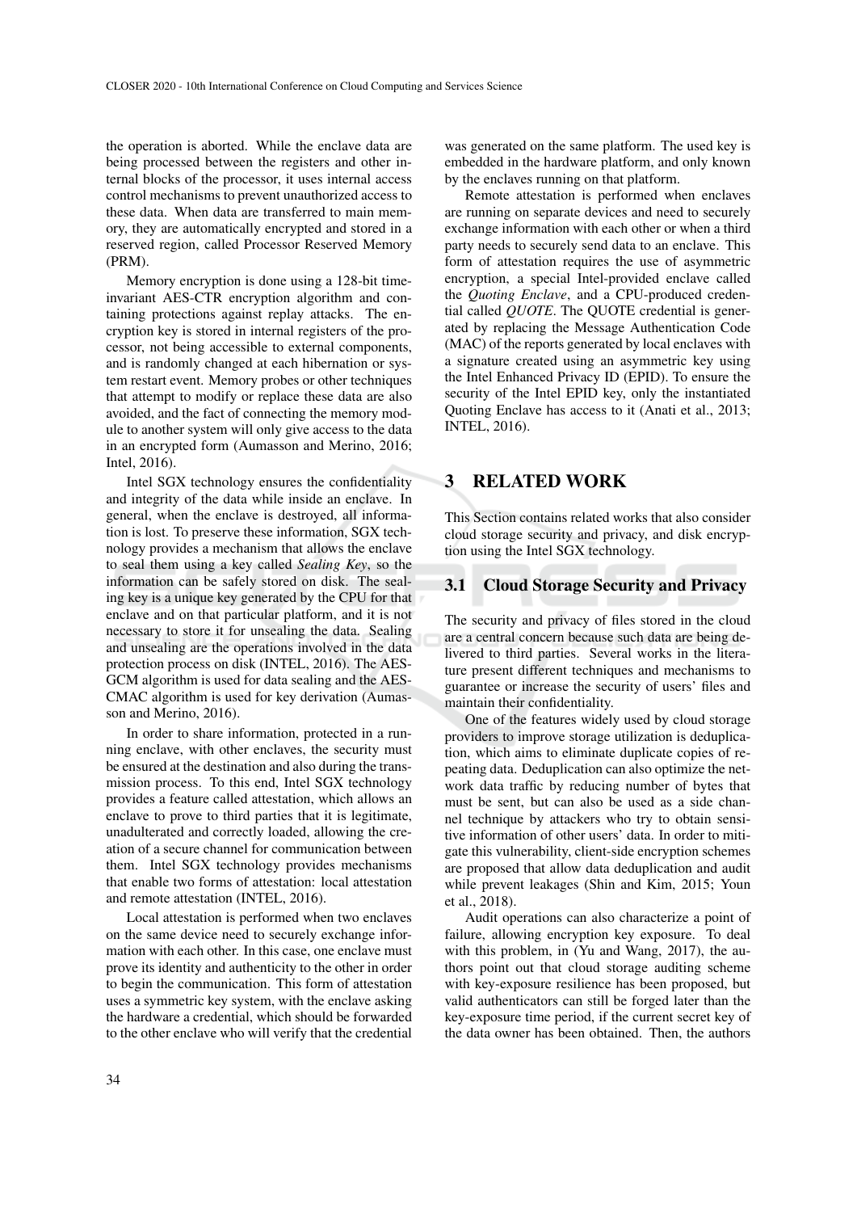the operation is aborted. While the enclave data are being processed between the registers and other internal blocks of the processor, it uses internal access control mechanisms to prevent unauthorized access to these data. When data are transferred to main memory, they are automatically encrypted and stored in a reserved region, called Processor Reserved Memory (PRM).

Memory encryption is done using a 128-bit time-invariant AES-CTR encryption algorithm and containing protections against replay attacks. The encryption key is stored in internal registers of the processor, not being accessible to external components, and is randomly changed at each hibernation or system restart event. Memory probes or other techniques that attempt to modify or replace these data are also avoided, and the fact of connecting the memory module to another system will only give access to the data in an encrypted form (Aumasson and Merino, 2016; Intel, 2016).

Intel SGX technology ensures the confidentiality and integrity of the data while inside an enclave. In general, when the enclave is destroyed, all information is lost. To preserve these information, SGX technology provides a mechanism that allows the enclave to seal them using a key called *Sealing Key*, so the information can be safely stored on disk. The sealing key is a unique key generated by the CPU for that enclave and on that particular platform, and it is not necessary to store it for unsealing the data. Sealing and unsealing are the operations involved in the data protection process on disk (INTEL, 2016). The AES-GCM algorithm is used for data sealing and the AES-CMAC algorithm is used for key derivation (Aumasson and Merino, 2016).

In order to share information, protected in a running enclave, with other enclaves, the security must be ensured at the destination and also during the transmission process. To this end, Intel SGX technology provides a feature called attestation, which allows an enclave to prove to third parties that it is legitimate, unadulterated and correctly loaded, allowing the creation of a secure channel for communication between them. Intel SGX technology provides mechanisms that enable two forms of attestation: local attestation and remote attestation (INTEL, 2016).

Local attestation is performed when two enclaves on the same device need to securely exchange information with each other. In this case, one enclave must prove its identity and authenticity to the other in order to begin the communication. This form of attestation uses a symmetric key system, with the enclave asking the hardware a credential, which should be forwarded to the other enclave who will verify that the credential was generated on the same platform. The used key is embedded in the hardware platform, and only known by the enclaves running on that platform.

Remote attestation is performed when enclaves are running on separate devices and need to securely exchange information with each other or when a third party needs to securely send data to an enclave. This form of attestation requires the use of asymmetric encryption, a special Intel-provided enclave called the *Quoting Enclave*, and a CPU-produced credential called *QUOTE*. The QUOTE credential is generated by replacing the Message Authentication Code (MAC) of the reports generated by local enclaves with a signature created using an asymmetric key using the Intel Enhanced Privacy ID (EPID). To ensure the security of the Intel EPID key, only the instantiated Quoting Enclave has access to it (Anati et al., 2013; INTEL, 2016).

# 3 RELATED WORK

This Section contains related works that also consider cloud storage security and privacy, and disk encryption using the Intel SGX technology.

## 3.1 Cloud Storage Security and Privacy

The security and privacy of files stored in the cloud are a central concern because such data are being delivered to third parties. Several works in the literature present different techniques and mechanisms to guarantee or increase the security of users' files and maintain their confidentiality.

One of the features widely used by cloud storage providers to improve storage utilization is deduplication, which aims to eliminate duplicate copies of repeating data. Deduplication can also optimize the network data traffic by reducing number of bytes that must be sent, but can also be used as a side channel technique by attackers who try to obtain sensitive information of other users' data. In order to mitigate this vulnerability, client-side encryption schemes are proposed that allow data deduplication and audit while prevent leakages (Shin and Kim, 2015; Youn et al., 2018).

Audit operations can also characterize a point of failure, allowing encryption key exposure. To deal with this problem, in (Yu and Wang, 2017), the authors point out that cloud storage auditing scheme with key-exposure resilience has been proposed, but valid authenticators can still be forged later than the key-exposure time period, if the current secret key of the data owner has been obtained. Then, the authors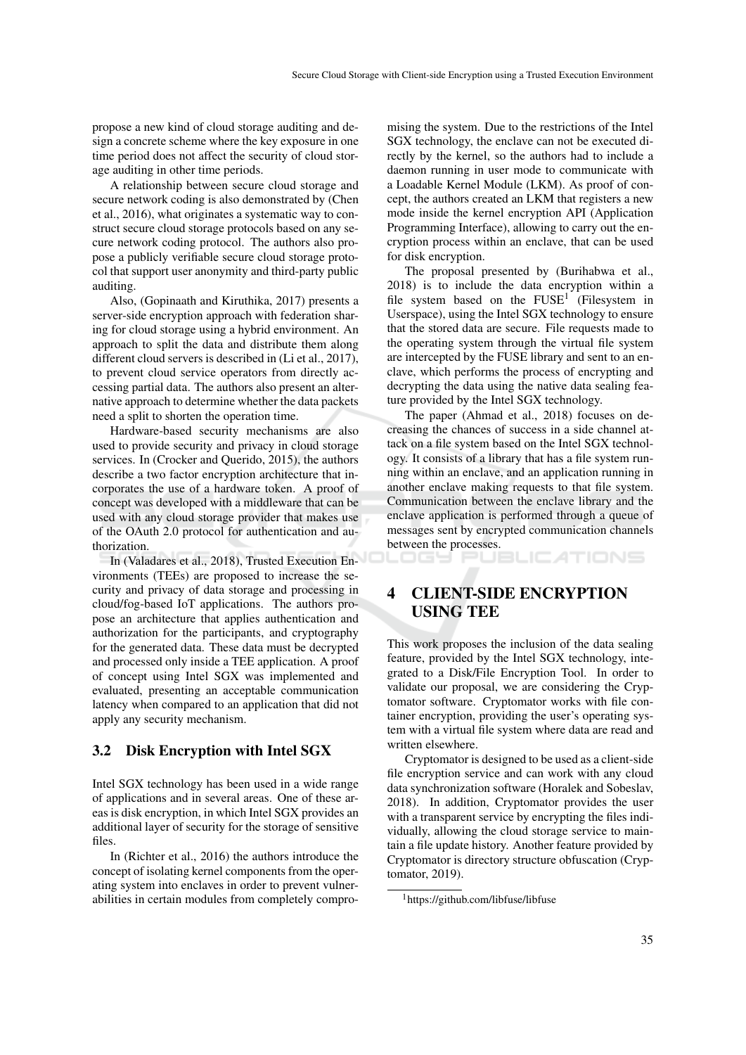propose a new kind of cloud storage auditing and design a concrete scheme where the key exposure in one time period does not affect the security of cloud storage auditing in other time periods.

A relationship between secure cloud storage and secure network coding is also demonstrated by (Chen et al., 2016), what originates a systematic way to construct secure cloud storage protocols based on any secure network coding protocol. The authors also propose a publicly verifiable secure cloud storage protocol that support user anonymity and third-party public auditing.

Also, (Gopinaath and Kiruthika, 2017) presents a server-side encryption approach with federation sharing for cloud storage using a hybrid environment. An approach to split the data and distribute them along different cloud servers is described in (Li et al., 2017), to prevent cloud service operators from directly accessing partial data. The authors also present an alternative approach to determine whether the data packets need a split to shorten the operation time.

Hardware-based security mechanisms are also used to provide security and privacy in cloud storage services. In (Crocker and Querido, 2015), the authors describe a two factor encryption architecture that incorporates the use of a hardware token. A proof of concept was developed with a middleware that can be used with any cloud storage provider that makes use of the OAuth 2.0 protocol for authentication and authorization.

In (Valadares et al., 2018), Trusted Execution Environments (TEEs) are proposed to increase the security and privacy of data storage and processing in cloud/fog-based IoT applications. The authors propose an architecture that applies authentication and authorization for the participants, and cryptography for the generated data. These data must be decrypted and processed only inside a TEE application. A proof of concept using Intel SGX was implemented and evaluated, presenting an acceptable communication latency when compared to an application that did not apply any security mechanism.

### 3.2 Disk Encryption with Intel SGX

Intel SGX technology has been used in a wide range of applications and in several areas. One of these areas is disk encryption, in which Intel SGX provides an additional layer of security for the storage of sensitive files.

In (Richter et al., 2016) the authors introduce the concept of isolating kernel components from the operating system into enclaves in order to prevent vulnerabilities in certain modules from completely compromising the system. Due to the restrictions of the Intel SGX technology, the enclave can not be executed directly by the kernel, so the authors had to include a daemon running in user mode to communicate with a Loadable Kernel Module (LKM). As proof of concept, the authors created an LKM that registers a new mode inside the kernel encryption API (Application Programming Interface), allowing to carry out the encryption process within an enclave, that can be used for disk encryption.

The proposal presented by (Burihabwa et al., 2018) is to include the data encryption within a file system based on the FUSE[1] (Filesystem in Userspace), using the Intel SGX technology to ensure that the stored data are secure. File requests made to the operating system through the virtual file system are intercepted by the FUSE library and sent to an enclave, which performs the process of encrypting and decrypting the data using the native data sealing feature provided by the Intel SGX technology.

The paper (Ahmad et al., 2018) focuses on decreasing the chances of success in a side channel attack on a file system based on the Intel SGX technology. It consists of a library that has a file system running within an enclave, and an application running in another enclave making requests to that file system. Communication between the enclave library and the enclave application is performed through a queue of messages sent by encrypted communication channels between the processes.

## 4 CLIENT-SIDE ENCRYPTION USING TEE

This work proposes the inclusion of the data sealing feature, provided by the Intel SGX technology, integrated to a Disk/File Encryption Tool. In order to validate our proposal, we are considering the Cryptomator software. Cryptomator works with file container encryption, providing the user's operating system with a virtual file system where data are read and written elsewhere.

Cryptomator is designed to be used as a client-side file encryption service and can work with any cloud data synchronization software (Horalek and Sobeslav, 2018). In addition, Cryptomator provides the user with a transparent service by encrypting the files individually, allowing the cloud storage service to maintain a file update history. Another feature provided by Cryptomator is directory structure obfuscation (Cryptomator, 2019).

[1] https://github.com/libfuse/libfuse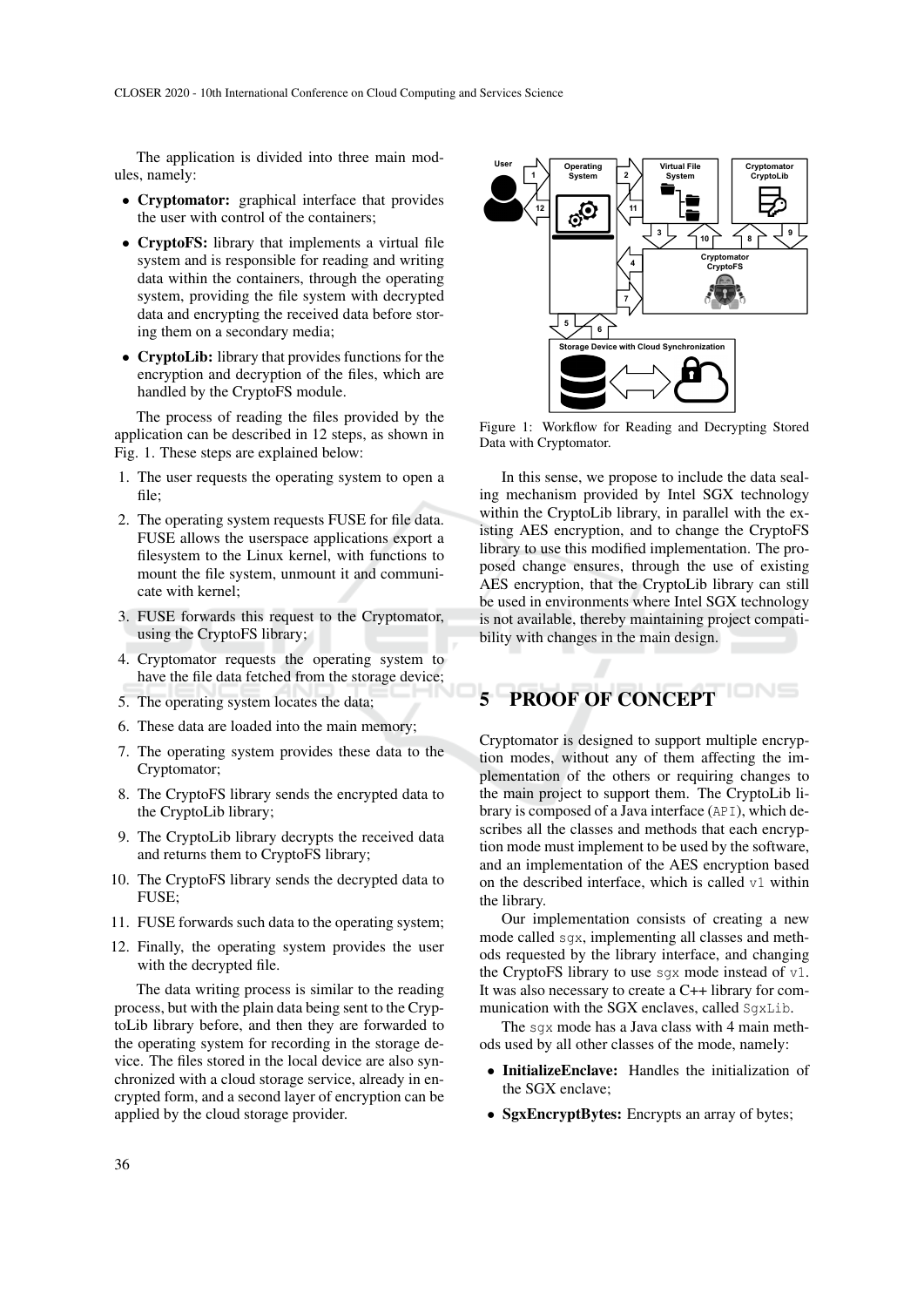The application is divided into three main modules, namely:

- **Cryptomator:** graphical interface that provides the user with control of the containers;
- **CryptoFS:** library that implements a virtual file system and is responsible for reading and writing data within the containers, through the operating system, providing the file system with decrypted data and encrypting the received data before storing them on a secondary media;
- **CryptoLib:** library that provides functions for the encryption and decryption of the files, which are handled by the CryptoFS module.

The process of reading the files provided by the application can be described in 12 steps, as shown in Fig. 1. These steps are explained below:

1. The user requests the operating system to open a file;
2. The operating system requests FUSE for file data. FUSE allows the userspace applications export a filesystem to the Linux kernel, with functions to mount the file system, unmount it and communicate with kernel;
3. FUSE forwards this request to the Cryptomator, using the CryptoFS library;
4. Cryptomator requests the operating system to have the file data fetched from the storage device;
5. The operating system locates the data;
6. These data are loaded into the main memory;
7. The operating system provides these data to the Cryptomator;
8. The CryptoFS library sends the encrypted data to the CryptoLib library;
9. The CryptoLib library decrypts the received data and returns them to CryptoFS library;
10. The CryptoFS library sends the decrypted data to FUSE;
11. FUSE forwards such data to the operating system;
12. Finally, the operating system provides the user with the decrypted file.

The data writing process is similar to the reading process, but with the plain data being sent to the CryptoLib library before, and then they are forwarded to the operating system for recording in the storage device. The files stored in the local device are also synchronized with a cloud storage service, already in encrypted form, and a second layer of encryption can be applied by the cloud storage provider.

Figure 1: Workflow for Reading and Decrypting Stored Data with Cryptomator.

In this sense, we propose to include the data sealing mechanism provided by Intel SGX technology within the CryptoLib library, in parallel with the existing AES encryption, and to change the CryptoFS library to use this modified implementation. The proposed change ensures, through the use of existing AES encryption, that the CryptoLib library can still be used in environments where Intel SGX technology is not available, thereby maintaining project compatibility with changes in the main design.

# 5 PROOF OF CONCEPT

Cryptomator is designed to support multiple encryption modes, without any of them affecting the implementation of the others or requiring changes to the main project to support them. The CryptoLib library is composed of a Java interface (`API`), which describes all the classes and methods that each encryption mode must implement to be used by the software, and an implementation of the AES encryption based on the described interface, which is called `v1` within the library.

Our implementation consists of creating a new mode called `sgx`, implementing all classes and methods requested by the library interface, and changing the CryptoFS library to use `sgx` mode instead of `v1`. It was also necessary to create a C++ library for communication with the SGX enclaves, called `SgxLib`.

The `sgx` mode has a Java class with 4 main methods used by all other classes of the mode, namely:

- **InitializeEnclave:** Handles the initialization of the SGX enclave;
- **SgxEncryptBytes:** Encrypts an array of bytes;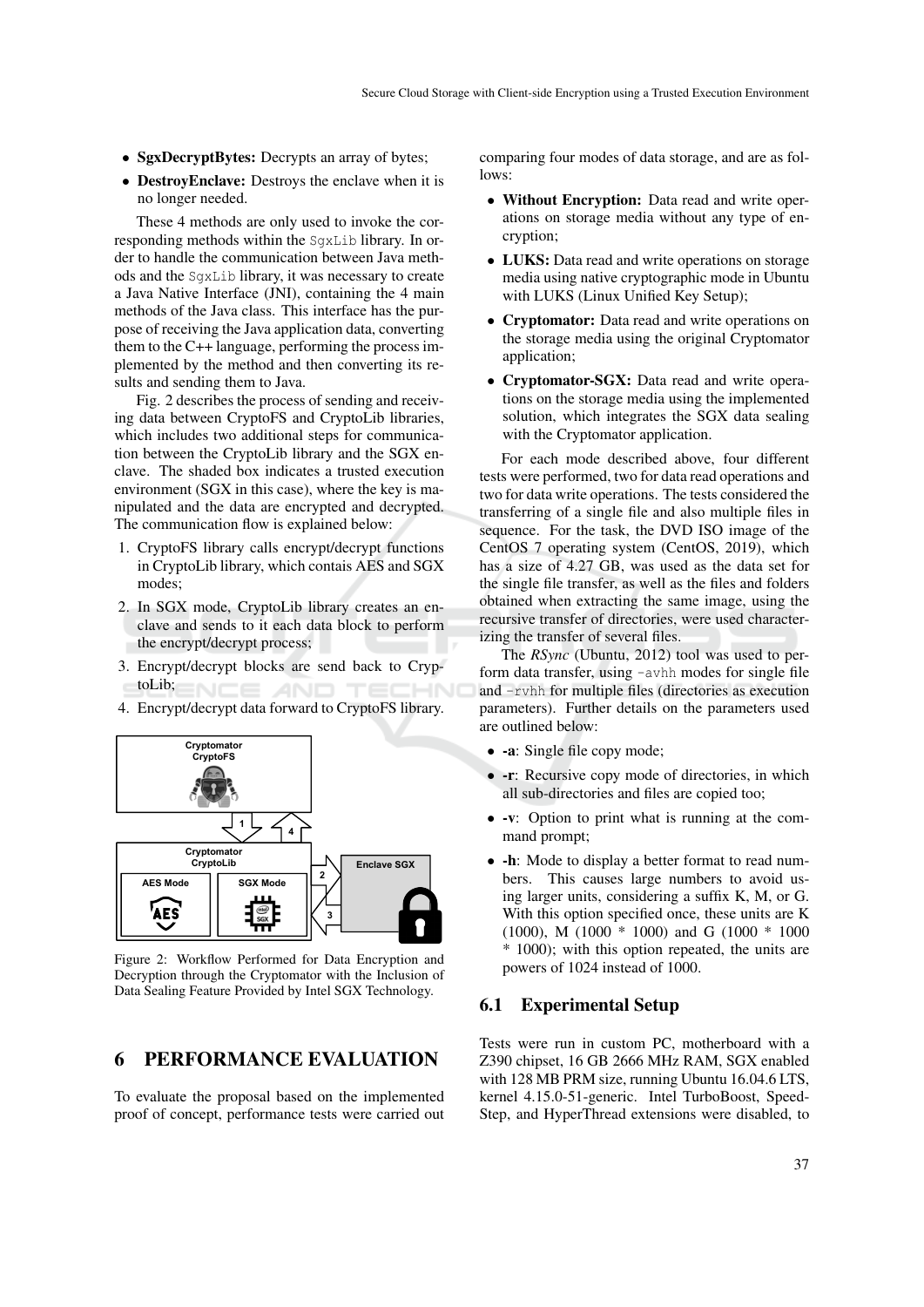- **SgxDecryptBytes:** Decrypts an array of bytes;
- **DestroyEnclave:** Destroys the enclave when it is no longer needed.

These 4 methods are only used to invoke the corresponding methods within the `SgxLib` library. In order to handle the communication between Java methods and the `SgxLib` library, it was necessary to create a Java Native Interface (JNI), containing the 4 main methods of the Java class. This interface has the purpose of receiving the Java application data, converting them to the C++ language, performing the process implemented by the method and then converting its results and sending them to Java.

Fig. 2 describes the process of sending and receiving data between CryptoFS and CryptoLib libraries, which includes two additional steps for communication between the CryptoLib library and the SGX enclave. The shaded box indicates a trusted execution environment (SGX in this case), where the key is manipulated and the data are encrypted and decrypted. The communication flow is explained below:

1. CryptoFS library calls encrypt/decrypt functions in CryptoLib library, which contais AES and SGX modes;
2. In SGX mode, CryptoLib library creates an enclave and sends to it each data block to perform the encrypt/decrypt process;
3. Encrypt/decrypt blocks are send back to CryptoLib;
4. Encrypt/decrypt data forward to CryptoFS library.

Figure 2: Workflow Performed for Data Encryption and Decryption through the Cryptomator with the Inclusion of Data Sealing Feature Provided by Intel SGX Technology.

# 6 PERFORMANCE EVALUATION

To evaluate the proposal based on the implemented proof of concept, performance tests were carried out comparing four modes of data storage, and are as follows:

- **Without Encryption:** Data read and write operations on storage media without any type of encryption;
- **LUKS:** Data read and write operations on storage media using native cryptographic mode in Ubuntu with LUKS (Linux Unified Key Setup);
- **Cryptomator:** Data read and write operations on the storage media using the original Cryptomator application;
- **Cryptomator-SGX:** Data read and write operations on the storage media using the implemented solution, which integrates the SGX data sealing with the Cryptomator application.

For each mode described above, four different tests were performed, two for data read operations and two for data write operations. The tests considered the transferring of a single file and also multiple files in sequence. For the task, the DVD ISO image of the CentOS 7 operating system (CentOS, 2019), which has a size of 4.27 GB, was used as the data set for the single file transfer, as well as the files and folders obtained when extracting the same image, using the recursive transfer of directories, were used characterizing the transfer of several files.

The *RSync* (Ubuntu, 2012) tool was used to perform data transfer, using `-avhh` modes for single file and `-rvhh` for multiple files (directories as execution parameters). Further details on the parameters used are outlined below:

- **-a**: Single file copy mode;
- **-r**: Recursive copy mode of directories, in which all sub-directories and files are copied too;
- **-v**: Option to print what is running at the command prompt;
- **-h**: Mode to display a better format to read numbers. This causes large numbers to avoid using larger units, considering a suffix K, M, or G. With this option specified once, these units are K (1000), M (1000 * 1000) and G (1000 * 1000 * 1000); with this option repeated, the units are powers of 1024 instead of 1000.

## 6.1 Experimental Setup

Tests were run in custom PC, motherboard with a Z390 chipset, 16 GB 2666 MHz RAM, SGX enabled with 128 MB PRM size, running Ubuntu 16.04.6 LTS, kernel 4.15.0-51-generic. Intel TurboBoost, SpeedStep, and HyperThread extensions were disabled, to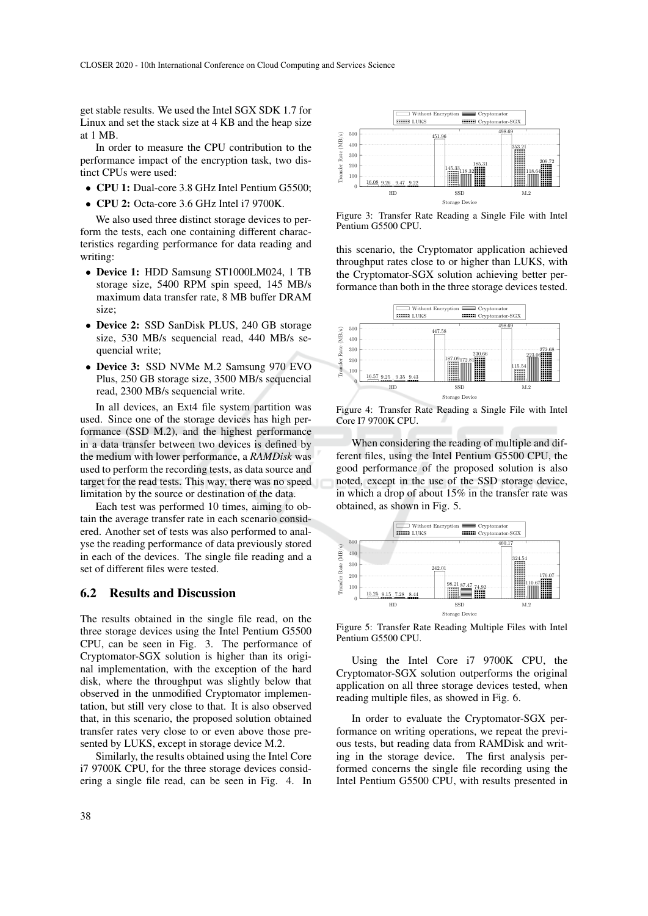get stable results. We used the Intel SGX SDK 1.7 for Linux and set the stack size at 4 KB and the heap size at 1 MB.

In order to measure the CPU contribution to the performance impact of the encryption task, two distinct CPUs were used:

- **CPU 1:** Dual-core 3.8 GHz Intel Pentium G5500;
- **CPU 2:** Octa-core 3.6 GHz Intel i7 9700K.

We also used three distinct storage devices to perform the tests, each one containing different characteristics regarding performance for data reading and writing:

- **Device 1:** HDD Samsung ST1000LM024, 1 TB storage size, 5400 RPM spin speed, 145 MB/s maximum data transfer rate, 8 MB buffer DRAM size;
- **Device 2:** SSD SanDisk PLUS, 240 GB storage size, 530 MB/s sequencial read, 440 MB/s sequencial write;
- **Device 3:** SSD NVMe M.2 Samsung 970 EVO Plus, 250 GB storage size, 3500 MB/s sequencial read, 2300 MB/s sequencial write.

In all devices, an Ext4 file system partition was used. Since one of the storage devices has high performance (SSD M.2), and the highest performance in a data transfer between two devices is defined by the medium with lower performance, a *RAMDisk* was used to perform the recording tests, as data source and target for the read tests. This way, there was no speed limitation by the source or destination of the data.

Each test was performed 10 times, aiming to obtain the average transfer rate in each scenario considered. Another set of tests was also performed to analyse the reading performance of data previously stored in each of the devices. The single file reading and a set of different files were tested.

### 6.2 Results and Discussion

The results obtained in the single file read, on the three storage devices using the Intel Pentium G5500 CPU, can be seen in Fig. 3. The performance of Cryptomator-SGX solution is higher than its original implementation, with the exception of the hard disk, where the throughput was slightly below that observed in the unmodified Cryptomator implementation, but still very close to that. It is also observed that, in this scenario, the proposed solution obtained transfer rates very close to or even above those presented by LUKS, except in storage device M.2.

Similarly, the results obtained using the Intel Core i7 9700K CPU, for the three storage devices considering a single file read, can be seen in Fig. 4. In this scenario, the Cryptomator application achieved throughput rates close to or higher than LUKS, with the Cryptomator-SGX solution achieving better performance than both in the three storage devices tested.

| Storage Device | Without Encryption | LUKS | Cryptomator | Cryptomator-SGX |
|---|---|---|---|---|
| HD | 16.08 | 9.26 | 9.47 | 9.22 |
| SSD | 451.96 | 145.33 | 118.37 | 185.31 |
| M.2 | 498.69 | 353.21 | 118.64 | 209.72 |

Figure 3: Transfer Rate Reading a Single File with Intel Pentium G5500 CPU.

| Storage Device | Without Encryption | LUKS | Cryptomator | Cryptomator-SGX |
|---|---|---|---|---|
| HD | 16.57 | 9.25 | 9.35 | 9.43 |
| SSD | 447.58 | 187.09 | 172.81 | 230.66 |
| M.2 | 498.69 | 115.54 | 223.06 | 272.68 |

Figure 4: Transfer Rate Reading a Single File with Intel Core I7 9700K CPU.

When considering the reading of multiple and different files, using the Intel Pentium G5500 CPU, the good performance of the proposed solution is also noted, except in the use of the SSD storage device, in which a drop of about 15% in the transfer rate was obtained, as shown in Fig. 5.

| Storage Device | Without Encryption | LUKS | Cryptomator | Cryptomator-SGX |
|---|---|---|---|---|
| HD | 15.25 | 9.15 | 7.28 | 8.44 |
| SSD | 242.01 | 98.21 | 87.47 | 74.92 |
| M.2 | 460.17 | 324.54 | 110.67 | 176.07 |

Figure 5: Transfer Rate Reading Multiple Files with Intel Pentium G5500 CPU.

Using the Intel Core i7 9700K CPU, the Cryptomator-SGX solution outperforms the original application on all three storage devices tested, when reading multiple files, as showed in Fig. 6.

In order to evaluate the Cryptomator-SGX performance on writing operations, we repeat the previous tests, but reading data from RAMDisk and writing in the storage device. The first analysis performed concerns the single file recording using the Intel Pentium G5500 CPU, with results presented in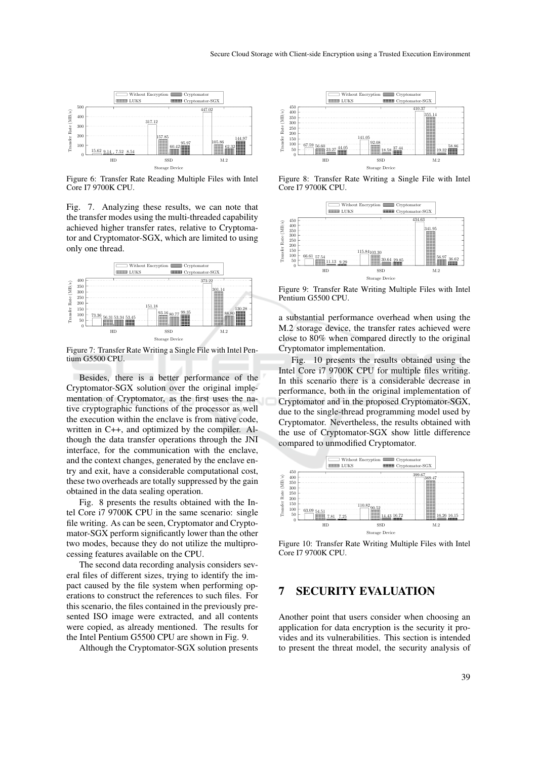Figure 6: Transfer Rate Reading Multiple Files with Intel Core I7 9700K CPU.

Fig. 7. Analyzing these results, we can note that the transfer modes using the multi-threaded capability achieved higher transfer rates, relative to Cryptomator and Cryptomator-SGX, which are limited to using only one thread.

Figure 7: Transfer Rate Writing a Single File with Intel Pentium G5500 CPU.

Besides, there is a better performance of the Cryptomator-SGX solution over the original implementation of Cryptomator, as the first uses the native cryptographic functions of the processor as well the execution within the enclave is from native code, written in C++, and optimized by the compiler. Although the data transfer operations through the JNI interface, for the communication with the enclave, and the context changes, generated by the enclave entry and exit, have a considerable computational cost, these two overheads are totally suppressed by the gain obtained in the data sealing operation.

Fig. 8 presents the results obtained with the Intel Core i7 9700K CPU in the same scenario: single file writing. As can be seen, Cryptomator and Cryptomator-SGX perform significantly lower than the other two modes, because they do not utilize the multiprocessing features available on the CPU.

The second data recording analysis considers several files of different sizes, trying to identify the impact caused by the file system when performing operations to construct the references to such files. For this scenario, the files contained in the previously presented ISO image were extracted, and all contents were copied, as already mentioned. The results for the Intel Pentium G5500 CPU are shown in Fig. 9.

Although the Cryptomator-SGX solution presents a substantial performance overhead when using the M.2 storage device, the transfer rates achieved were close to 80% when compared directly to the original Cryptomator implementation.

Figure 8: Transfer Rate Writing a Single File with Intel Core I7 9700K CPU.

Figure 9: Transfer Rate Writing Multiple Files with Intel Pentium G5500 CPU.

Fig. 10 presents the results obtained using the Intel Core i7 9700K CPU for multiple files writing. In this scenario there is a considerable decrease in performance, both in the original implementation of Cryptomator and in the proposed Cryptomator-SGX, due to the single-thread programming model used by Cryptomator. Nevertheless, the results obtained with the use of Cryptomator-SGX show little difference compared to unmodified Cryptomator.

Figure 10: Transfer Rate Writing Multiple Files with Intel Core I7 9700K CPU.

## 7 SECURITY EVALUATION

Another point that users consider when choosing an application for data encryption is the security it provides and its vulnerabilities. This section is intended to present the threat model, the security analysis of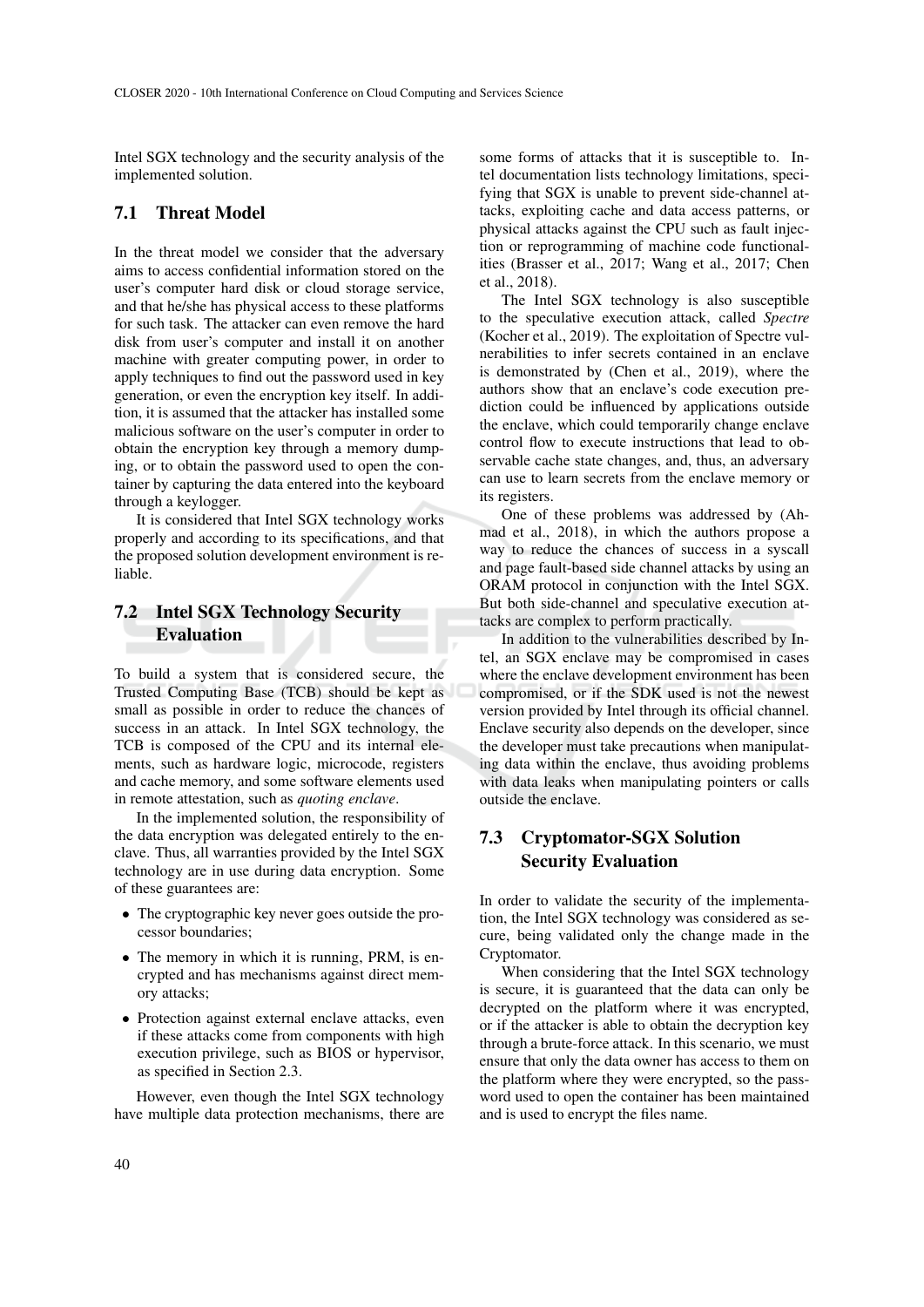Intel SGX technology and the security analysis of the implemented solution.

## 7.1 Threat Model

In the threat model we consider that the adversary aims to access confidential information stored on the user's computer hard disk or cloud storage service, and that he/she has physical access to these platforms for such task. The attacker can even remove the hard disk from user's computer and install it on another machine with greater computing power, in order to apply techniques to find out the password used in key generation, or even the encryption key itself. In addition, it is assumed that the attacker has installed some malicious software on the user's computer in order to obtain the encryption key through a memory dumping, or to obtain the password used to open the container by capturing the data entered into the keyboard through a keylogger.

It is considered that Intel SGX technology works properly and according to its specifications, and that the proposed solution development environment is reliable.

## 7.2 Intel SGX Technology Security Evaluation

To build a system that is considered secure, the Trusted Computing Base (TCB) should be kept as small as possible in order to reduce the chances of success in an attack. In Intel SGX technology, the TCB is composed of the CPU and its internal elements, such as hardware logic, microcode, registers and cache memory, and some software elements used in remote attestation, such as *quoting enclave*.

In the implemented solution, the responsibility of the data encryption was delegated entirely to the enclave. Thus, all warranties provided by the Intel SGX technology are in use during data encryption. Some of these guarantees are:

- The cryptographic key never goes outside the processor boundaries;
- The memory in which it is running, PRM, is encrypted and has mechanisms against direct memory attacks;
- Protection against external enclave attacks, even if these attacks come from components with high execution privilege, such as BIOS or hypervisor, as specified in Section 2.3.

However, even though the Intel SGX technology have multiple data protection mechanisms, there are some forms of attacks that it is susceptible to. Intel documentation lists technology limitations, specifying that SGX is unable to prevent side-channel attacks, exploiting cache and data access patterns, or physical attacks against the CPU such as fault injection or reprogramming of machine code functionalities (Brasser et al., 2017; Wang et al., 2017; Chen et al., 2018).

The Intel SGX technology is also susceptible to the speculative execution attack, called *Spectre* (Kocher et al., 2019). The exploitation of Spectre vulnerabilities to infer secrets contained in an enclave is demonstrated by (Chen et al., 2019), where the authors show that an enclave's code execution prediction could be influenced by applications outside the enclave, which could temporarily change enclave control flow to execute instructions that lead to observable cache state changes, and, thus, an adversary can use to learn secrets from the enclave memory or its registers.

One of these problems was addressed by (Ahmad et al., 2018), in which the authors propose a way to reduce the chances of success in a syscall and page fault-based side channel attacks by using an ORAM protocol in conjunction with the Intel SGX. But both side-channel and speculative execution attacks are complex to perform practically.

In addition to the vulnerabilities described by Intel, an SGX enclave may be compromised in cases where the enclave development environment has been compromised, or if the SDK used is not the newest version provided by Intel through its official channel. Enclave security also depends on the developer, since the developer must take precautions when manipulating data within the enclave, thus avoiding problems with data leaks when manipulating pointers or calls outside the enclave.

## 7.3 Cryptomator-SGX Solution Security Evaluation

In order to validate the security of the implementation, the Intel SGX technology was considered as secure, being validated only the change made in the Cryptomator.

When considering that the Intel SGX technology is secure, it is guaranteed that the data can only be decrypted on the platform where it was encrypted, or if the attacker is able to obtain the decryption key through a brute-force attack. In this scenario, we must ensure that only the data owner has access to them on the platform where they were encrypted, so the password used to open the container has been maintained and is used to encrypt the files name.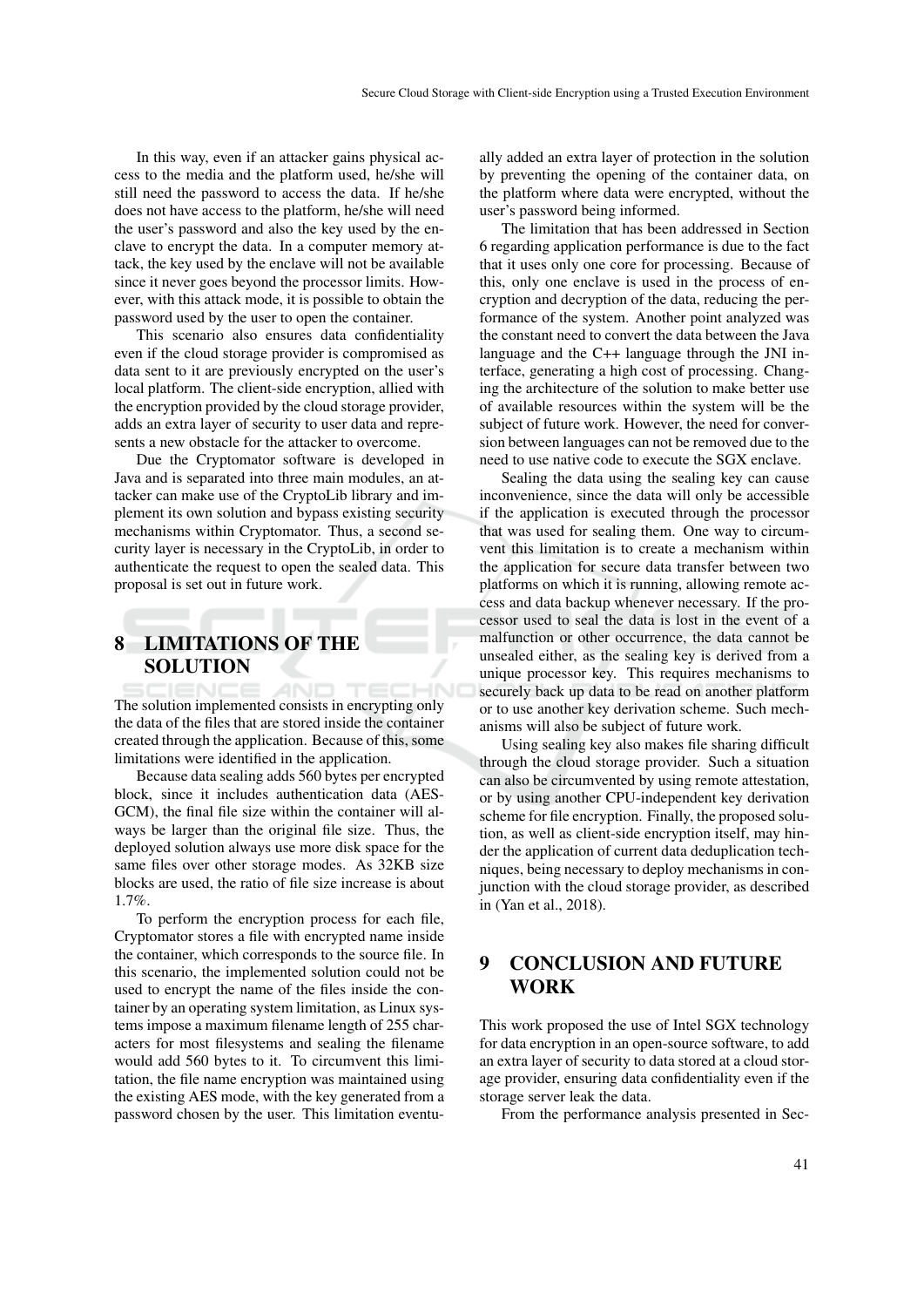In this way, even if an attacker gains physical access to the media and the platform used, he/she will still need the password to access the data. If he/she does not have access to the platform, he/she will need the user's password and also the key used by the enclave to encrypt the data. In a computer memory attack, the key used by the enclave will not be available since it never goes beyond the processor limits. However, with this attack mode, it is possible to obtain the password used by the user to open the container.

This scenario also ensures data confidentiality even if the cloud storage provider is compromised as data sent to it are previously encrypted on the user's local platform. The client-side encryption, allied with the encryption provided by the cloud storage provider, adds an extra layer of security to user data and represents a new obstacle for the attacker to overcome.

Due the Cryptomator software is developed in Java and is separated into three main modules, an attacker can make use of the CryptoLib library and implement its own solution and bypass existing security mechanisms within Cryptomator. Thus, a second security layer is necessary in the CryptoLib, in order to authenticate the request to open the sealed data. This proposal is set out in future work.

## 8 LIMITATIONS OF THE SOLUTION

The solution implemented consists in encrypting only the data of the files that are stored inside the container created through the application. Because of this, some limitations were identified in the application.

Because data sealing adds 560 bytes per encrypted block, since it includes authentication data (AES-GCM), the final file size within the container will always be larger than the original file size. Thus, the deployed solution always use more disk space for the same files over other storage modes. As 32KB size blocks are used, the ratio of file size increase is about 1.7%.

To perform the encryption process for each file, Cryptomator stores a file with encrypted name inside the container, which corresponds to the source file. In this scenario, the implemented solution could not be used to encrypt the name of the files inside the container by an operating system limitation, as Linux systems impose a maximum filename length of 255 characters for most filesystems and sealing the filename would add 560 bytes to it. To circumvent this limitation, the file name encryption was maintained using the existing AES mode, with the key generated from a password chosen by the user. This limitation eventually added an extra layer of protection in the solution by preventing the opening of the container data, on the platform where data were encrypted, without the user's password being informed.

The limitation that has been addressed in Section 6 regarding application performance is due to the fact that it uses only one core for processing. Because of this, only one enclave is used in the process of encryption and decryption of the data, reducing the performance of the system. Another point analyzed was the constant need to convert the data between the Java language and the C++ language through the JNI interface, generating a high cost of processing. Changing the architecture of the solution to make better use of available resources within the system will be the subject of future work. However, the need for conversion between languages can not be removed due to the need to use native code to execute the SGX enclave.

Sealing the data using the sealing key can cause inconvenience, since the data will only be accessible if the application is executed through the processor that was used for sealing them. One way to circumvent this limitation is to create a mechanism within the application for secure data transfer between two platforms on which it is running, allowing remote access and data backup whenever necessary. If the processor used to seal the data is lost in the event of a malfunction or other occurrence, the data cannot be unsealed either, as the sealing key is derived from a unique processor key. This requires mechanisms to securely back up data to be read on another platform or to use another key derivation scheme. Such mechanisms will also be subject of future work.

Using sealing key also makes file sharing difficult through the cloud storage provider. Such a situation can also be circumvented by using remote attestation, or by using another CPU-independent key derivation scheme for file encryption. Finally, the proposed solution, as well as client-side encryption itself, may hinder the application of current data deduplication techniques, being necessary to deploy mechanisms in conjunction with the cloud storage provider, as described in (Yan et al., 2018).

## 9 CONCLUSION AND FUTURE WORK

This work proposed the use of Intel SGX technology for data encryption in an open-source software, to add an extra layer of security to data stored at a cloud storage provider, ensuring data confidentiality even if the storage server leak the data.

From the performance analysis presented in Sec-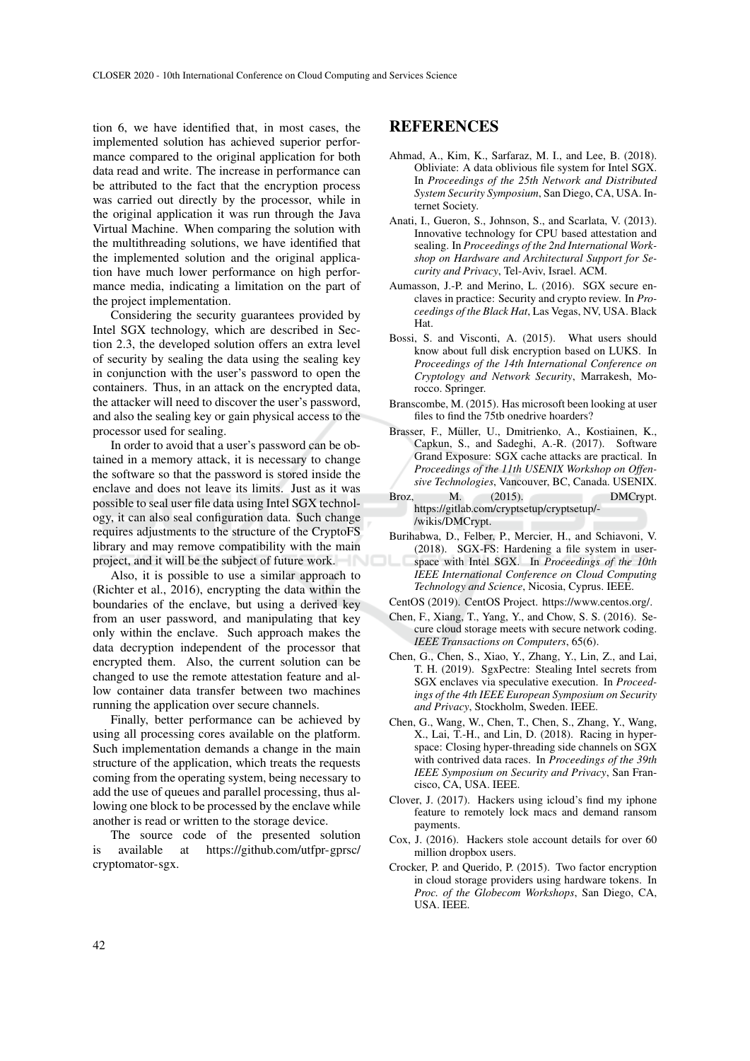tion 6, we have identified that, in most cases, the implemented solution has achieved superior performance compared to the original application for both data read and write. The increase in performance can be attributed to the fact that the encryption process was carried out directly by the processor, while in the original application it was run through the Java Virtual Machine. When comparing the solution with the multithreading solutions, we have identified that the implemented solution and the original application have much lower performance on high performance media, indicating a limitation on the part of the project implementation.

Considering the security guarantees provided by Intel SGX technology, which are described in Section 2.3, the developed solution offers an extra level of security by sealing the data using the sealing key in conjunction with the user's password to open the containers. Thus, in an attack on the encrypted data, the attacker will need to discover the user's password, and also the sealing key or gain physical access to the processor used for sealing.

In order to avoid that a user's password can be obtained in a memory attack, it is necessary to change the software so that the password is stored inside the enclave and does not leave its limits. Just as it was possible to seal user file data using Intel SGX technology, it can also seal configuration data. Such change requires adjustments to the structure of the CryptoFS library and may remove compatibility with the main project, and it will be the subject of future work.

Also, it is possible to use a similar approach to (Richter et al., 2016), encrypting the data within the boundaries of the enclave, but using a derived key from an user password, and manipulating that key only within the enclave. Such approach makes the data decryption independent of the processor that encrypted them. Also, the current solution can be changed to use the remote attestation feature and allow container data transfer between two machines running the application over secure channels.

Finally, better performance can be achieved by using all processing cores available on the platform. Such implementation demands a change in the main structure of the application, which treats the requests coming from the operating system, being necessary to add the use of queues and parallel processing, thus allowing one block to be processed by the enclave while another is read or written to the storage device.

The source code of the presented solution is available at https://github.com/utfpr-gprsc/cryptomator-sgx.

## REFERENCES

Ahmad, A., Kim, K., Sarfaraz, M. I., and Lee, B. (2018). Obliviate: A data oblivious file system for Intel SGX. In *Proceedings of the 25th Network and Distributed System Security Symposium*, San Diego, CA, USA. Internet Society.

Anati, I., Gueron, S., Johnson, S., and Scarlata, V. (2013). Innovative technology for CPU based attestation and sealing. In *Proceedings of the 2nd International Workshop on Hardware and Architectural Support for Security and Privacy*, Tel-Aviv, Israel. ACM.

Aumasson, J.-P. and Merino, L. (2016). SGX secure enclaves in practice: Security and crypto review. In *Proceedings of the Black Hat*, Las Vegas, NV, USA. Black Hat.

Bossi, S. and Visconti, A. (2015). What users should know about full disk encryption based on LUKS. In *Proceedings of the 14th International Conference on Cryptology and Network Security*, Marrakesh, Morocco. Springer.

Branscombe, M. (2015). Has microsoft been looking at user files to find the 75tb onedrive hoarders?

Brasser, F., Müller, U., Dmitrienko, A., Kostiainen, K., Capkun, S., and Sadeghi, A.-R. (2017). Software Grand Exposure: SGX cache attacks are practical. In *Proceedings of the 11th USENIX Workshop on Offensive Technologies*, Vancouver, BC, Canada. USENIX.

Broz, M. (2015). DMCrypt. https://gitlab.com/cryptsetup/cryptsetup/-/wikis/DMCrypt.

Burihabwa, D., Felber, P., Mercier, H., and Schiavoni, V. (2018). SGX-FS: Hardening a file system in user-space with Intel SGX. In *Proceedings of the 10th IEEE International Conference on Cloud Computing Technology and Science*, Nicosia, Cyprus. IEEE.

CentOS (2019). CentOS Project. https://www.centos.org/.

Chen, F., Xiang, T., Yang, Y., and Chow, S. S. (2016). Secure cloud storage meets with secure network coding. *IEEE Transactions on Computers*, 65(6).

Chen, G., Chen, S., Xiao, Y., Zhang, Y., Lin, Z., and Lai, T. H. (2019). SgxPectre: Stealing Intel secrets from SGX enclaves via speculative execution. In *Proceedings of the 4th IEEE European Symposium on Security and Privacy*, Stockholm, Sweden. IEEE.

Chen, G., Wang, W., Chen, T., Chen, S., Zhang, Y., Wang, X., Lai, T.-H., and Lin, D. (2018). Racing in hyperspace: Closing hyper-threading side channels on SGX with contrived data races. In *Proceedings of the 39th IEEE Symposium on Security and Privacy*, San Francisco, CA, USA. IEEE.

Clover, J. (2017). Hackers using icloud's find my iphone feature to remotely lock macs and demand ransom payments.

Cox, J. (2016). Hackers stole account details for over 60 million dropbox users.

Crocker, P. and Querido, P. (2015). Two factor encryption in cloud storage providers using hardware tokens. In *Proc. of the Globecom Workshops*, San Diego, CA, USA. IEEE.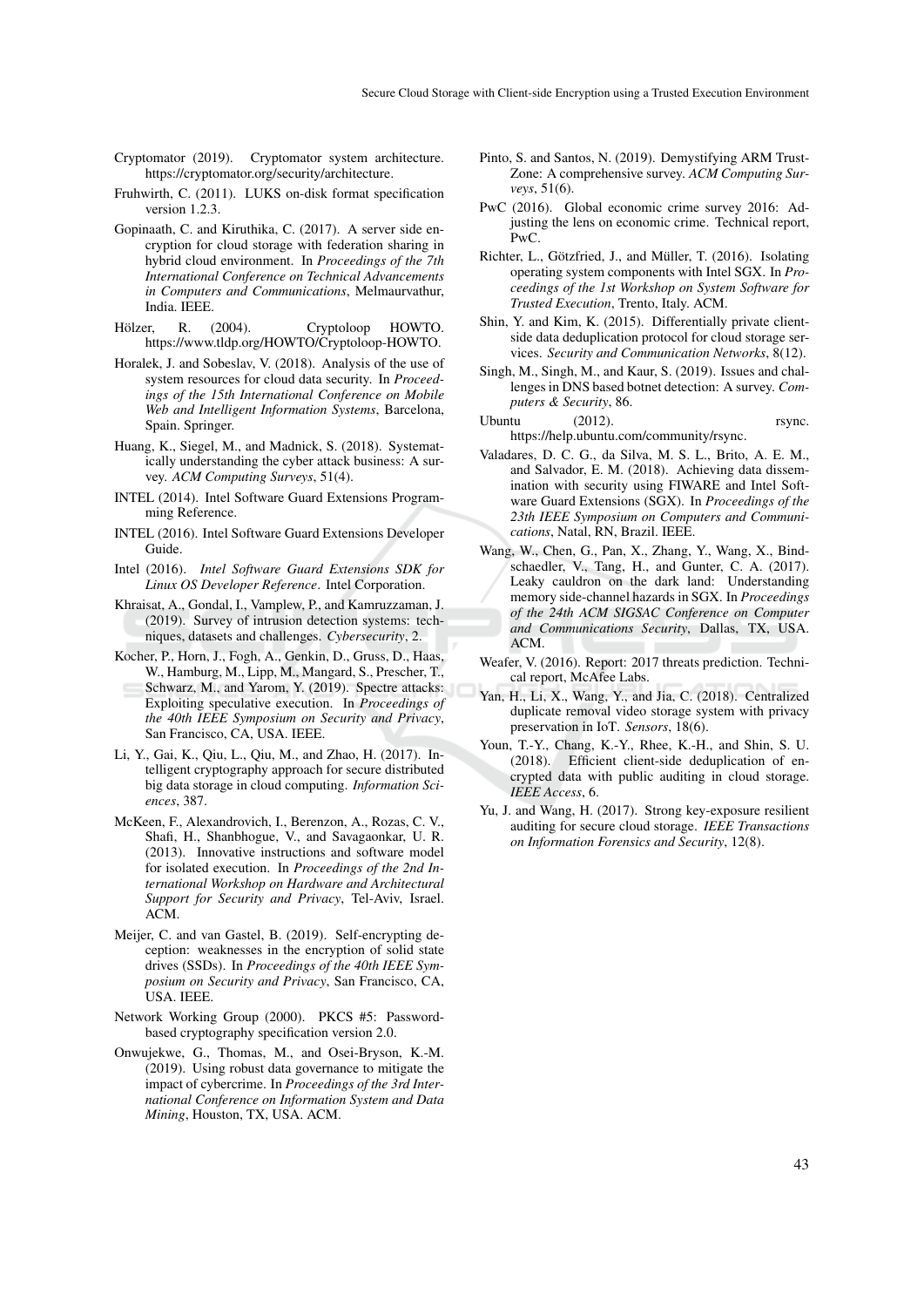Cryptomator (2019). Cryptomator system architecture. https://cryptomator.org/security/architecture.

Fruhwirth, C. (2011). LUKS on-disk format specification version 1.2.3.

Gopinaath, C. and Kiruthika, C. (2017). A server side encryption for cloud storage with federation sharing in hybrid cloud environment. In *Proceedings of the 7th International Conference on Technical Advancements in Computers and Communications*, Melmaurvathur, India. IEEE.

Hölzer, R. (2004). Cryptoloop HOWTO. https://www.tldp.org/HOWTO/Cryptoloop-HOWTO.

Horalek, J. and Sobeslav, V. (2018). Analysis of the use of system resources for cloud data security. In *Proceedings of the 15th International Conference on Mobile Web and Intelligent Information Systems*, Barcelona, Spain. Springer.

Huang, K., Siegel, M., and Madnick, S. (2018). Systematically understanding the cyber attack business: A survey. *ACM Computing Surveys*, 51(4).

INTEL (2014). Intel Software Guard Extensions Programming Reference.

INTEL (2016). Intel Software Guard Extensions Developer Guide.

Intel (2016). *Intel Software Guard Extensions SDK for Linux OS Developer Reference*. Intel Corporation.

Khraisat, A., Gondal, I., Vamplew, P., and Kamruzzaman, J. (2019). Survey of intrusion detection systems: techniques, datasets and challenges. *Cybersecurity*, 2.

Kocher, P., Horn, J., Fogh, A., Genkin, D., Gruss, D., Haas, W., Hamburg, M., Lipp, M., Mangard, S., Prescher, T., Schwarz, M., and Yarom, Y. (2019). Spectre attacks: Exploiting speculative execution. In *Proceedings of the 40th IEEE Symposium on Security and Privacy*, San Francisco, CA, USA. IEEE.

Li, Y., Gai, K., Qiu, L., Qiu, M., and Zhao, H. (2017). Intelligent cryptography approach for secure distributed big data storage in cloud computing. *Information Sciences*, 387.

McKeen, F., Alexandrovich, I., Berenzon, A., Rozas, C. V., Shafi, H., Shanbhogue, V., and Savagaonkar, U. R. (2013). Innovative instructions and software model for isolated execution. In *Proceedings of the 2nd International Workshop on Hardware and Architectural Support for Security and Privacy*, Tel-Aviv, Israel. ACM.

Meijer, C. and van Gastel, B. (2019). Self-encrypting deception: weaknesses in the encryption of solid state drives (SSDs). In *Proceedings of the 40th IEEE Symposium on Security and Privacy*, San Francisco, CA, USA. IEEE.

Network Working Group (2000). PKCS #5: Password-based cryptography specification version 2.0.

Onwujekwe, G., Thomas, M., and Osei-Bryson, K.-M. (2019). Using robust data governance to mitigate the impact of cybercrime. In *Proceedings of the 3rd International Conference on Information System and Data Mining*, Houston, TX, USA. ACM.

Pinto, S. and Santos, N. (2019). Demystifying ARM TrustZone: A comprehensive survey. *ACM Computing Surveys*, 51(6).

PwC (2016). Global economic crime survey 2016: Adjusting the lens on economic crime. Technical report, PwC.

Richter, L., Götzfried, J., and Müller, T. (2016). Isolating operating system components with Intel SGX. In *Proceedings of the 1st Workshop on System Software for Trusted Execution*, Trento, Italy. ACM.

Shin, Y. and Kim, K. (2015). Differentially private client-side data deduplication protocol for cloud storage services. *Security and Communication Networks*, 8(12).

Singh, M., Singh, M., and Kaur, S. (2019). Issues and challenges in DNS based botnet detection: A survey. *Computers & Security*, 86.

Ubuntu (2012). rsync. https://help.ubuntu.com/community/rsync.

Valadares, D. C. G., da Silva, M. S. L., Brito, A. E. M., and Salvador, E. M. (2018). Achieving data dissemination with security using FIWARE and Intel Software Guard Extensions (SGX). In *Proceedings of the 23th IEEE Symposium on Computers and Communications*, Natal, RN, Brazil. IEEE.

Wang, W., Chen, G., Pan, X., Zhang, Y., Wang, X., Bindschaedler, V., Tang, H., and Gunter, C. A. (2017). Leaky cauldron on the dark land: Understanding memory side-channel hazards in SGX. In *Proceedings of the 24th ACM SIGSAC Conference on Computer and Communications Security*, Dallas, TX, USA. ACM.

Weafer, V. (2016). Report: 2017 threats prediction. Technical report, McAfee Labs.

Yan, H., Li, X., Wang, Y., and Jia, C. (2018). Centralized duplicate removal video storage system with privacy preservation in IoT. *Sensors*, 18(6).

Youn, T.-Y., Chang, K.-Y., Rhee, K.-H., and Shin, S. U. (2018). Efficient client-side deduplication of encrypted data with public auditing in cloud storage. *IEEE Access*, 6.

Yu, J. and Wang, H. (2017). Strong key-exposure resilient auditing for secure cloud storage. *IEEE Transactions on Information Forensics and Security*, 12(8).